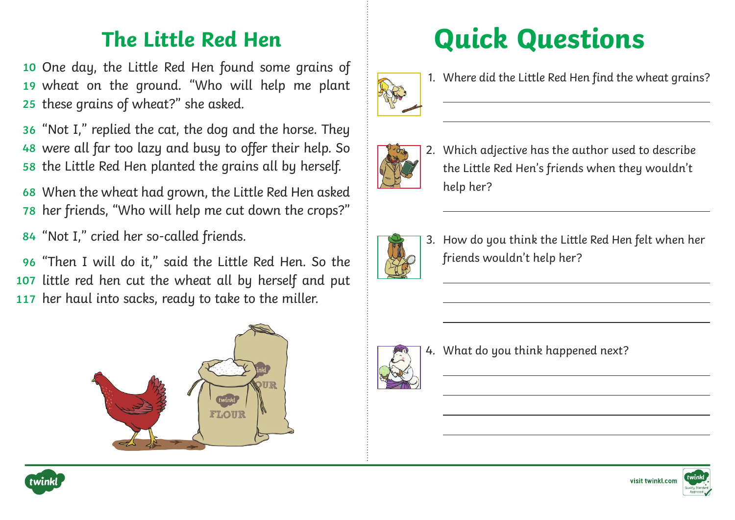# The Little Red Hen

10 One day, the Little Red Hen found some grains of
19 wheat on the ground. "Who will help me plant
25 these grains of wheat?" she asked.

36 "Not I," replied the cat, the dog and the horse. They
48 were all far too lazy and busy to offer their help. So
58 the Little Red Hen planted the grains all by herself.

68 When the wheat had grown, the Little Red Hen asked
78 her friends, "Who will help me cut down the crops?"

84 "Not I," cried her so-called friends.

96 "Then I will do it," said the Little Red Hen. So the
107 little red hen cut the wheat all by herself and put
117 her haul into sacks, ready to take to the miller.

# Quick Questions

1. Where did the Little Red Hen find the wheat grains?

_______________________________________________

_______________________________________________

2. Which adjective has the author used to describe the Little Red Hen's friends when they wouldn't help her?

_______________________________________________

3. How do you think the Little Red Hen felt when her friends wouldn't help her?

_______________________________________________

_______________________________________________

_______________________________________________

4. What do you think happened next?

_______________________________________________

_______________________________________________

_______________________________________________

_______________________________________________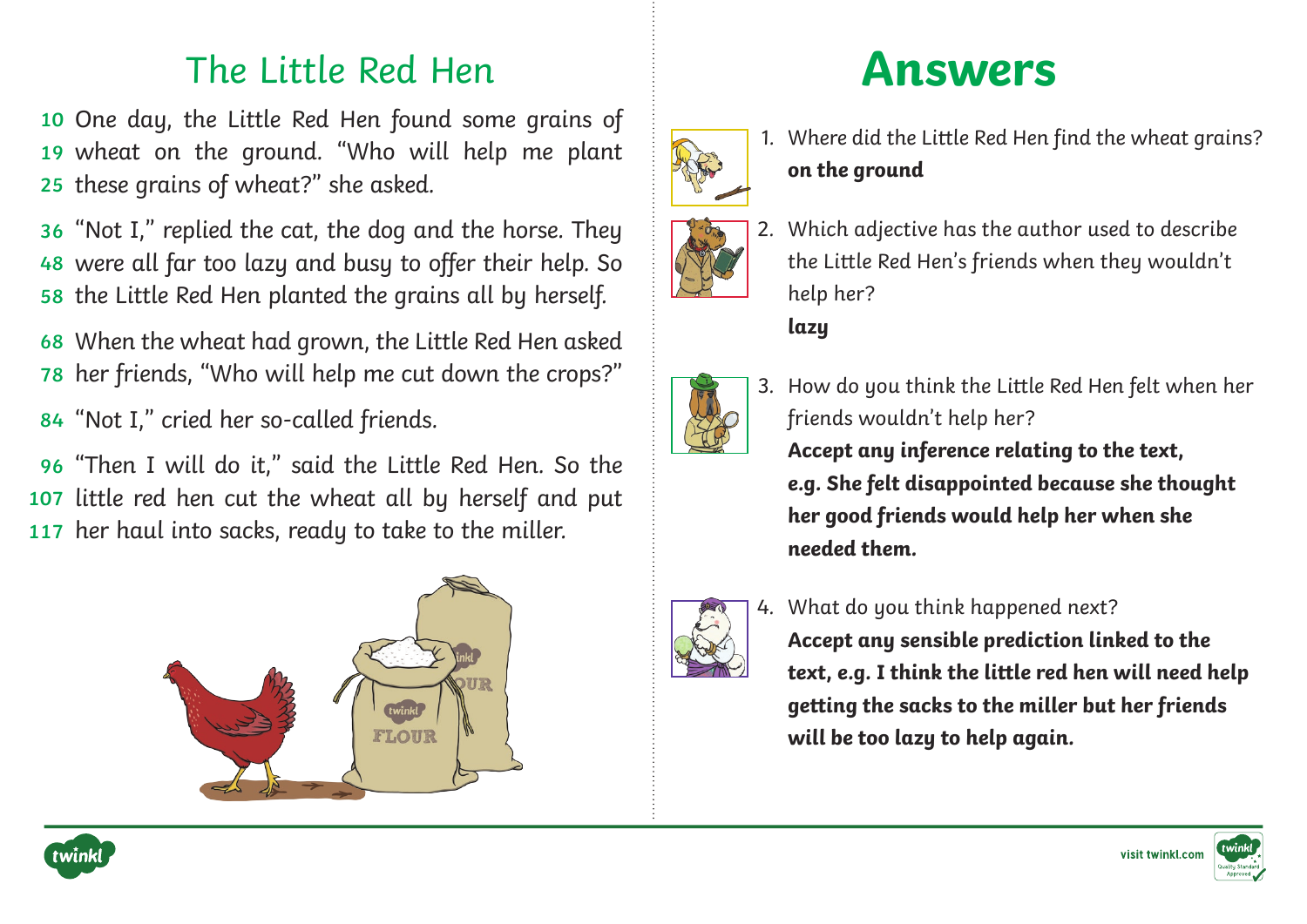# The Little Red Hen

10 One day, the Little Red Hen found some grains of
19 wheat on the ground. "Who will help me plant
25 these grains of wheat?" she asked.

36 "Not I," replied the cat, the dog and the horse. They
48 were all far too lazy and busy to offer their help. So
58 the Little Red Hen planted the grains all by herself.

68 When the wheat had grown, the Little Red Hen asked
78 her friends, "Who will help me cut down the crops?"

84 "Not I," cried her so-called friends.

96 "Then I will do it," said the Little Red Hen. So the
107 little red hen cut the wheat all by herself and put
117 her haul into sacks, ready to take to the miller.

# Answers

1. Where did the Little Red Hen find the wheat grains?
   **on the ground**

2. Which adjective has the author used to describe the Little Red Hen's friends when they wouldn't help her?
   **lazy**

3. How do you think the Little Red Hen felt when her friends wouldn't help her?
   **Accept any inference relating to the text, e.g. She felt disappointed because she thought her good friends would help her when she needed them.**

4. What do you think happened next?
   **Accept any sensible prediction linked to the text, e.g. I think the little red hen will need help getting the sacks to the miller but her friends will be too lazy to help again.**